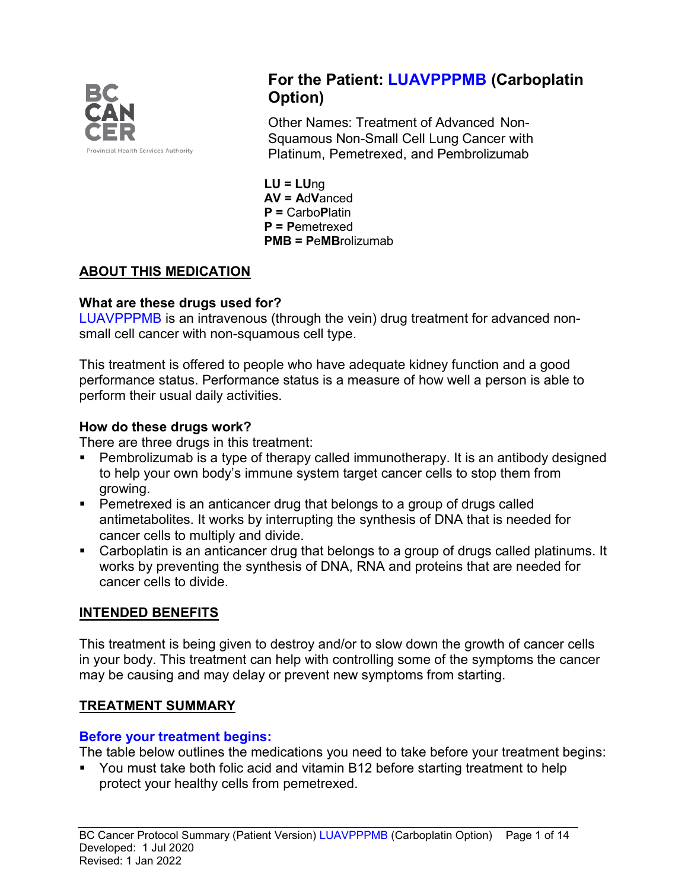BC CANCER
Provincial Health Services Authority

# For the Patient: LUAVPPPMB (Carboplatin Option)

Other Names: Treatment of Advanced Non-Squamous Non-Small Cell Lung Cancer with Platinum, Pemetrexed, and Pembrolizumab

**LU = LU**ng
**AV = A**d**V**anced
**P =** Carbo**P**latin
**P = P**emetrexed
**PMB = P**e**MB**rolizumab

## ABOUT THIS MEDICATION

### What are these drugs used for?

LUAVPPPMB is an intravenous (through the vein) drug treatment for advanced non-small cell cancer with non-squamous cell type.

This treatment is offered to people who have adequate kidney function and a good performance status. Performance status is a measure of how well a person is able to perform their usual daily activities.

### How do these drugs work?

There are three drugs in this treatment:

- Pembrolizumab is a type of therapy called immunotherapy. It is an antibody designed to help your own body's immune system target cancer cells to stop them from growing.
- Pemetrexed is an anticancer drug that belongs to a group of drugs called antimetabolites. It works by interrupting the synthesis of DNA that is needed for cancer cells to multiply and divide.
- Carboplatin is an anticancer drug that belongs to a group of drugs called platinums. It works by preventing the synthesis of DNA, RNA and proteins that are needed for cancer cells to divide.

## INTENDED BENEFITS

This treatment is being given to destroy and/or to slow down the growth of cancer cells in your body. This treatment can help with controlling some of the symptoms the cancer may be causing and may delay or prevent new symptoms from starting.

## TREATMENT SUMMARY

### Before your treatment begins:

The table below outlines the medications you need to take before your treatment begins:

- You must take both folic acid and vitamin B12 before starting treatment to help protect your healthy cells from pemetrexed.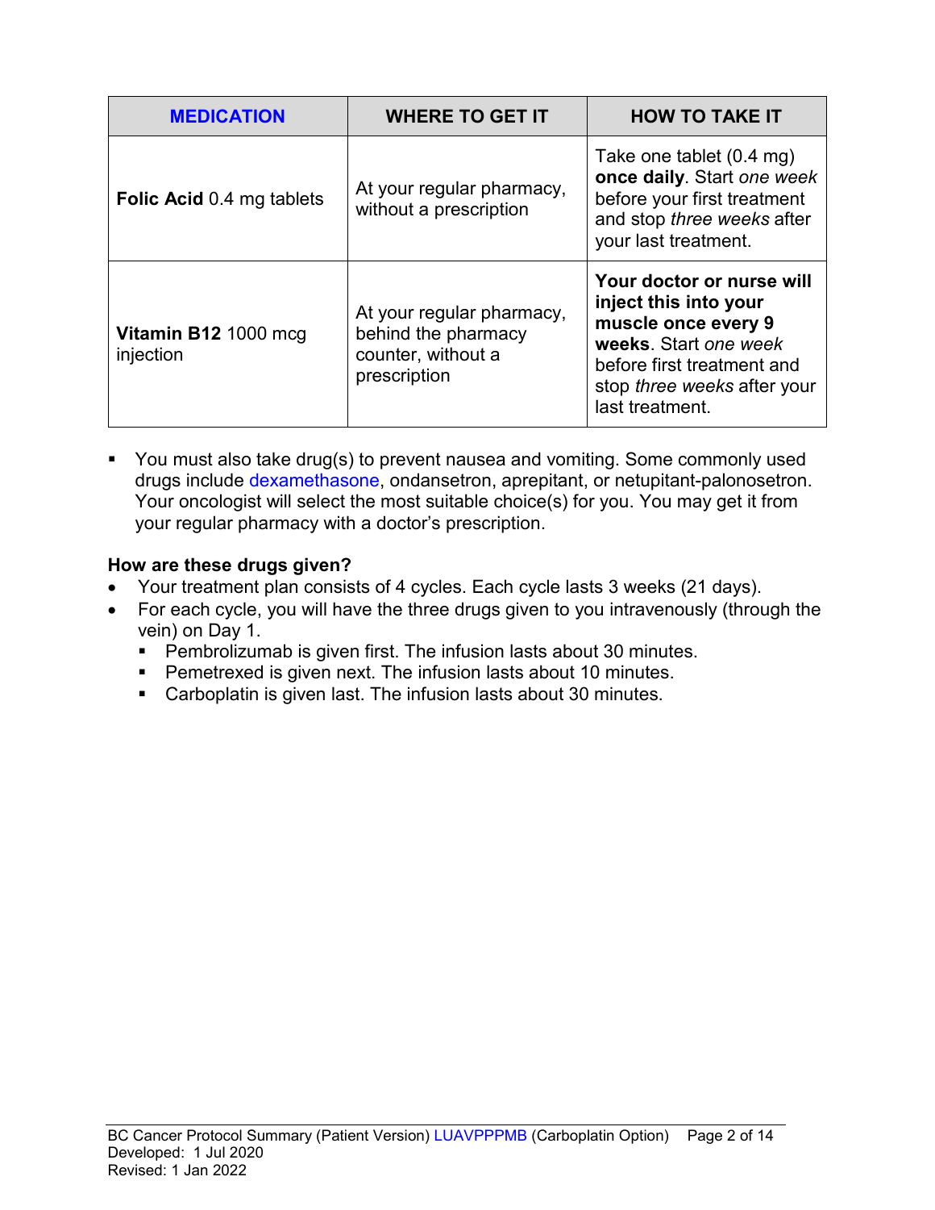| MEDICATION | WHERE TO GET IT | HOW TO TAKE IT |
|---|---|---|
| **Folic Acid** 0.4 mg tablets | At your regular pharmacy, without a prescription | Take one tablet (0.4 mg) **once daily**. Start *one week* before your first treatment and stop *three weeks* after your last treatment. |
| **Vitamin B12** 1000 mcg injection | At your regular pharmacy, behind the pharmacy counter, without a prescription | **Your doctor or nurse will inject this into your muscle once every 9 weeks**. Start *one week* before first treatment and stop *three weeks* after your last treatment. |

- You must also take drug(s) to prevent nausea and vomiting. Some commonly used drugs include dexamethasone, ondansetron, aprepitant, or netupitant-palonosetron. Your oncologist will select the most suitable choice(s) for you. You may get it from your regular pharmacy with a doctor's prescription.

**How are these drugs given?**

- Your treatment plan consists of 4 cycles. Each cycle lasts 3 weeks (21 days).
- For each cycle, you will have the three drugs given to you intravenously (through the vein) on Day 1.
  - Pembrolizumab is given first. The infusion lasts about 30 minutes.
  - Pemetrexed is given next. The infusion lasts about 10 minutes.
  - Carboplatin is given last. The infusion lasts about 30 minutes.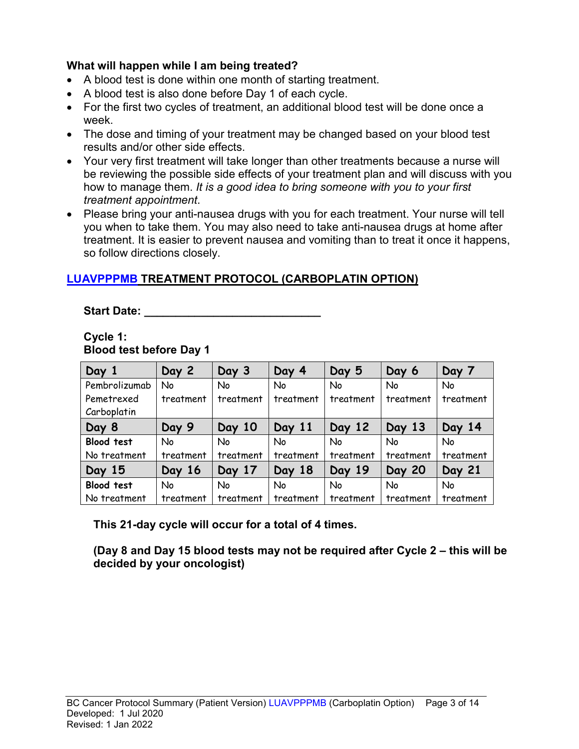**What will happen while I am being treated?**

- A blood test is done within one month of starting treatment.
- A blood test is also done before Day 1 of each cycle.
- For the first two cycles of treatment, an additional blood test will be done once a week.
- The dose and timing of your treatment may be changed based on your blood test results and/or other side effects.
- Your very first treatment will take longer than other treatments because a nurse will be reviewing the possible side effects of your treatment plan and will discuss with you how to manage them. *It is a good idea to bring someone with you to your first treatment appointment*.
- Please bring your anti-nausea drugs with you for each treatment. Your nurse will tell you when to take them. You may also need to take anti-nausea drugs at home after treatment. It is easier to prevent nausea and vomiting than to treat it once it happens, so follow directions closely.

## LUAVPPPMB TREATMENT PROTOCOL (CARBOPLATIN OPTION)

**Start Date: ____________________________**

**Cycle 1:**
**Blood test before Day 1**

| Day 1 | Day 2 | Day 3 | Day 4 | Day 5 | Day 6 | Day 7 |
|---|---|---|---|---|---|---|
| Pembrolizumab Pemetrexed Carboplatin | No treatment | No treatment | No treatment | No treatment | No treatment | No treatment |
| **Day 8** | **Day 9** | **Day 10** | **Day 11** | **Day 12** | **Day 13** | **Day 14** |
| **Blood test** No treatment | No treatment | No treatment | No treatment | No treatment | No treatment | No treatment |
| **Day 15** | **Day 16** | **Day 17** | **Day 18** | **Day 19** | **Day 20** | **Day 21** |
| **Blood test** No treatment | No treatment | No treatment | No treatment | No treatment | No treatment | No treatment |

**This 21-day cycle will occur for a total of 4 times.**

**(Day 8 and Day 15 blood tests may not be required after Cycle 2 – this will be decided by your oncologist)**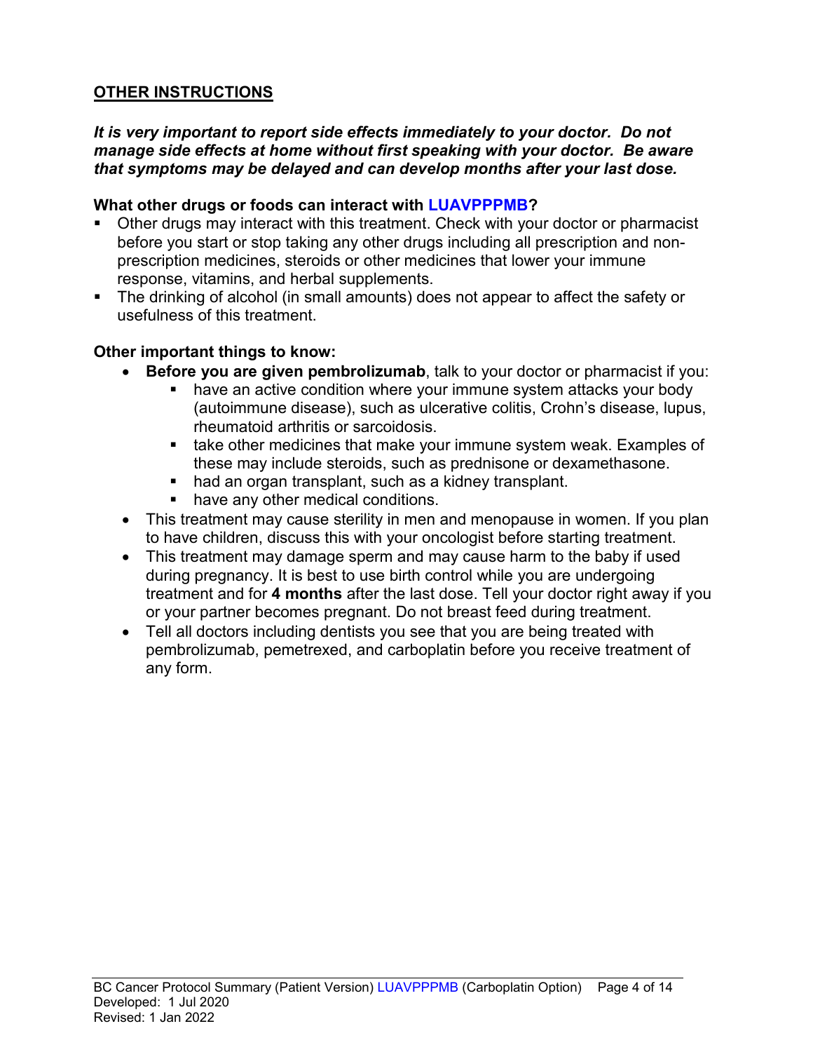## OTHER INSTRUCTIONS

***It is very important to report side effects immediately to your doctor. Do not manage side effects at home without first speaking with your doctor. Be aware that symptoms may be delayed and can develop months after your last dose.***

**What other drugs or foods can interact with LUAVPPPMB?**

- Other drugs may interact with this treatment. Check with your doctor or pharmacist before you start or stop taking any other drugs including all prescription and non-prescription medicines, steroids or other medicines that lower your immune response, vitamins, and herbal supplements.
- The drinking of alcohol (in small amounts) does not appear to affect the safety or usefulness of this treatment.

**Other important things to know:**

- **Before you are given pembrolizumab**, talk to your doctor or pharmacist if you:
  - have an active condition where your immune system attacks your body (autoimmune disease), such as ulcerative colitis, Crohn's disease, lupus, rheumatoid arthritis or sarcoidosis.
  - take other medicines that make your immune system weak. Examples of these may include steroids, such as prednisone or dexamethasone.
  - had an organ transplant, such as a kidney transplant.
  - have any other medical conditions.
- This treatment may cause sterility in men and menopause in women. If you plan to have children, discuss this with your oncologist before starting treatment.
- This treatment may damage sperm and may cause harm to the baby if used during pregnancy. It is best to use birth control while you are undergoing treatment and for **4 months** after the last dose. Tell your doctor right away if you or your partner becomes pregnant. Do not breast feed during treatment.
- Tell all doctors including dentists you see that you are being treated with pembrolizumab, pemetrexed, and carboplatin before you receive treatment of any form.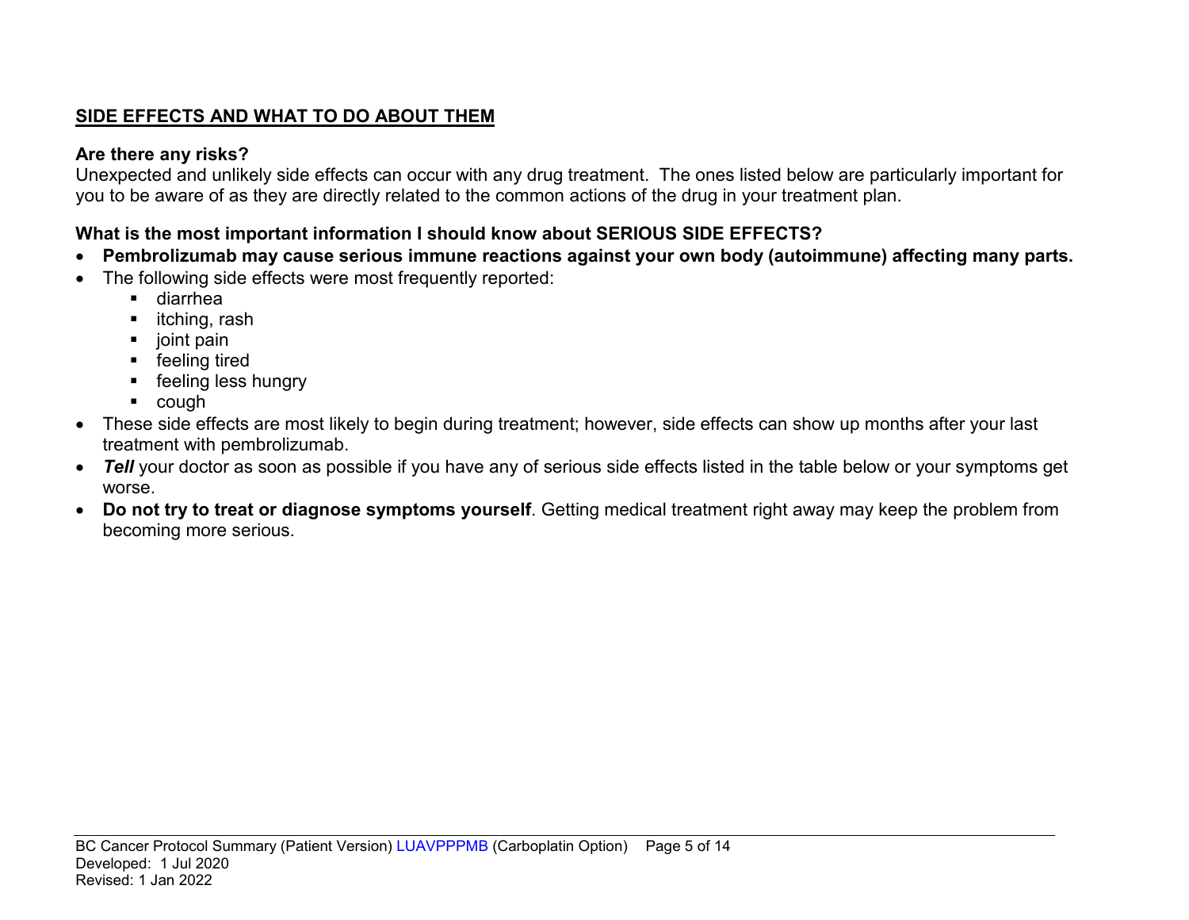## SIDE EFFECTS AND WHAT TO DO ABOUT THEM

**Are there any risks?**

Unexpected and unlikely side effects can occur with any drug treatment. The ones listed below are particularly important for you to be aware of as they are directly related to the common actions of the drug in your treatment plan.

**What is the most important information I should know about SERIOUS SIDE EFFECTS?**

- **Pembrolizumab may cause serious immune reactions against your own body (autoimmune) affecting many parts.**
- The following side effects were most frequently reported:
  - diarrhea
  - itching, rash
  - joint pain
  - feeling tired
  - feeling less hungry
  - cough
- These side effects are most likely to begin during treatment; however, side effects can show up months after your last treatment with pembrolizumab.
- ***Tell*** your doctor as soon as possible if you have any of serious side effects listed in the table below or your symptoms get worse.
- **Do not try to treat or diagnose symptoms yourself**. Getting medical treatment right away may keep the problem from becoming more serious.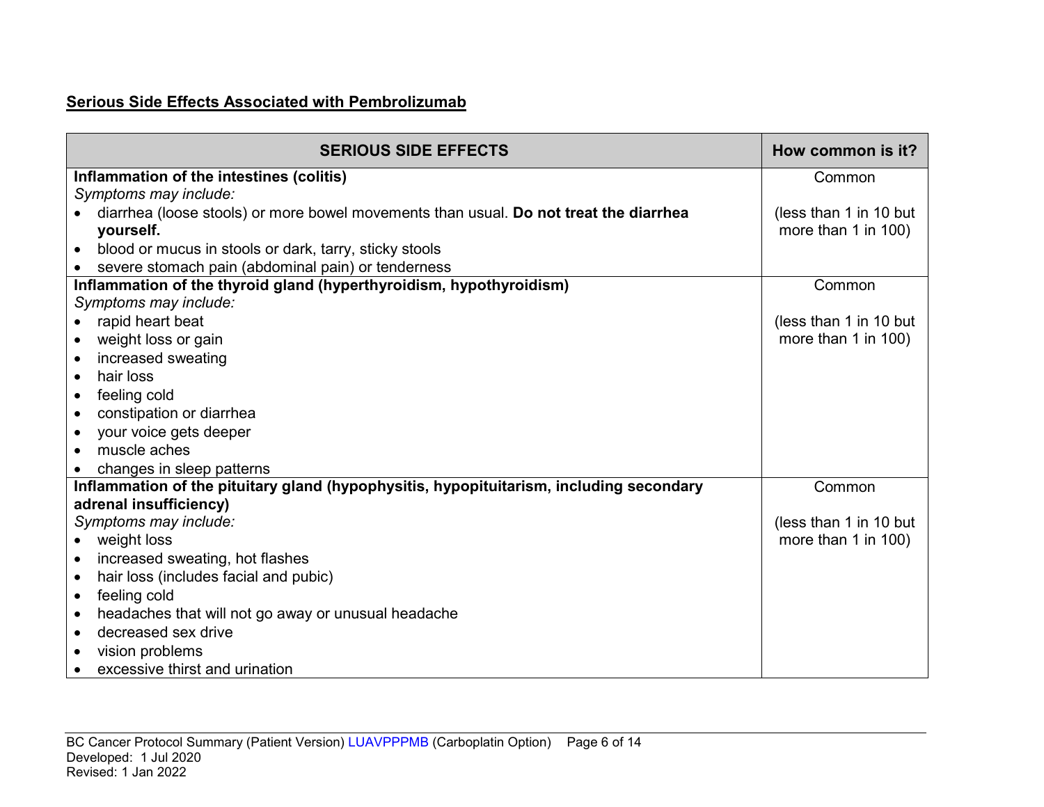**Serious Side Effects Associated with Pembrolizumab**

| SERIOUS SIDE EFFECTS | How common is it? |
|---|---|
| **Inflammation of the intestines (colitis)**<br>*Symptoms may include:*<br>• diarrhea (loose stools) or more bowel movements than usual. **Do not treat the diarrhea yourself.**<br>• blood or mucus in stools or dark, tarry, sticky stools<br>• severe stomach pain (abdominal pain) or tenderness | Common<br><br>(less than 1 in 10 but more than 1 in 100) |
| **Inflammation of the thyroid gland (hyperthyroidism, hypothyroidism)**<br>*Symptoms may include:*<br>• rapid heart beat<br>• weight loss or gain<br>• increased sweating<br>• hair loss<br>• feeling cold<br>• constipation or diarrhea<br>• your voice gets deeper<br>• muscle aches<br>• changes in sleep patterns | Common<br><br>(less than 1 in 10 but more than 1 in 100) |
| **Inflammation of the pituitary gland (hypophysitis, hypopituitarism, including secondary adrenal insufficiency)**<br>*Symptoms may include:*<br>• weight loss<br>• increased sweating, hot flashes<br>• hair loss (includes facial and pubic)<br>• feeling cold<br>• headaches that will not go away or unusual headache<br>• decreased sex drive<br>• vision problems<br>• excessive thirst and urination | Common<br><br>(less than 1 in 10 but more than 1 in 100) |

BC Cancer Protocol Summary (Patient Version) LUAVPPPMB (Carboplatin Option)
Developed: 1 Jul 2020
Revised: 1 Jan 2022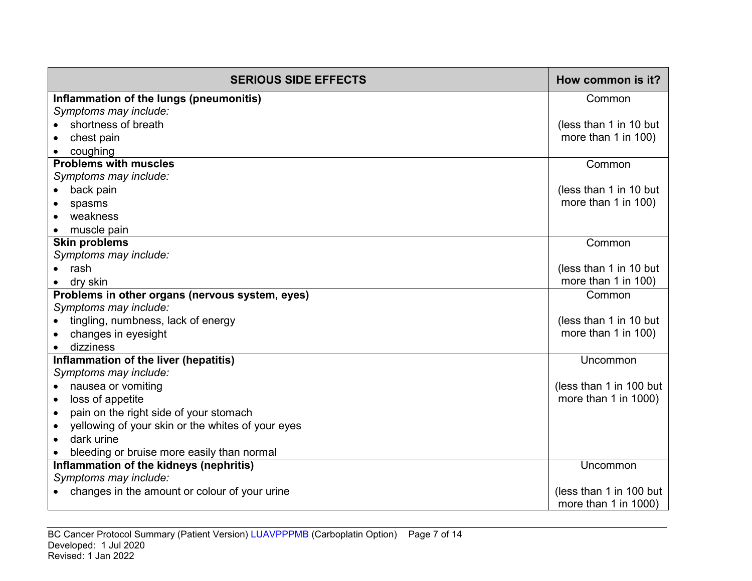| SERIOUS SIDE EFFECTS | How common is it? |
| --- | --- |
| **Inflammation of the lungs (pneumonitis)**<br>*Symptoms may include:*<br>• shortness of breath<br>• chest pain<br>• coughing | Common<br><br>(less than 1 in 10 but more than 1 in 100) |
| **Problems with muscles**<br>*Symptoms may include:*<br>• back pain<br>• spasms<br>• weakness<br>• muscle pain | Common<br><br>(less than 1 in 10 but more than 1 in 100) |
| **Skin problems**<br>*Symptoms may include:*<br>• rash<br>• dry skin | Common<br><br>(less than 1 in 10 but more than 1 in 100) |
| **Problems in other organs (nervous system, eyes)**<br>*Symptoms may include:*<br>• tingling, numbness, lack of energy<br>• changes in eyesight<br>• dizziness | Common<br><br>(less than 1 in 10 but more than 1 in 100) |
| **Inflammation of the liver (hepatitis)**<br>*Symptoms may include:*<br>• nausea or vomiting<br>• loss of appetite<br>• pain on the right side of your stomach<br>• yellowing of your skin or the whites of your eyes<br>• dark urine<br>• bleeding or bruise more easily than normal | Uncommon<br><br>(less than 1 in 100 but more than 1 in 1000) |
| **Inflammation of the kidneys (nephritis)**<br>*Symptoms may include:*<br>• changes in the amount or colour of your urine | Uncommon<br><br>(less than 1 in 100 but more than 1 in 1000) |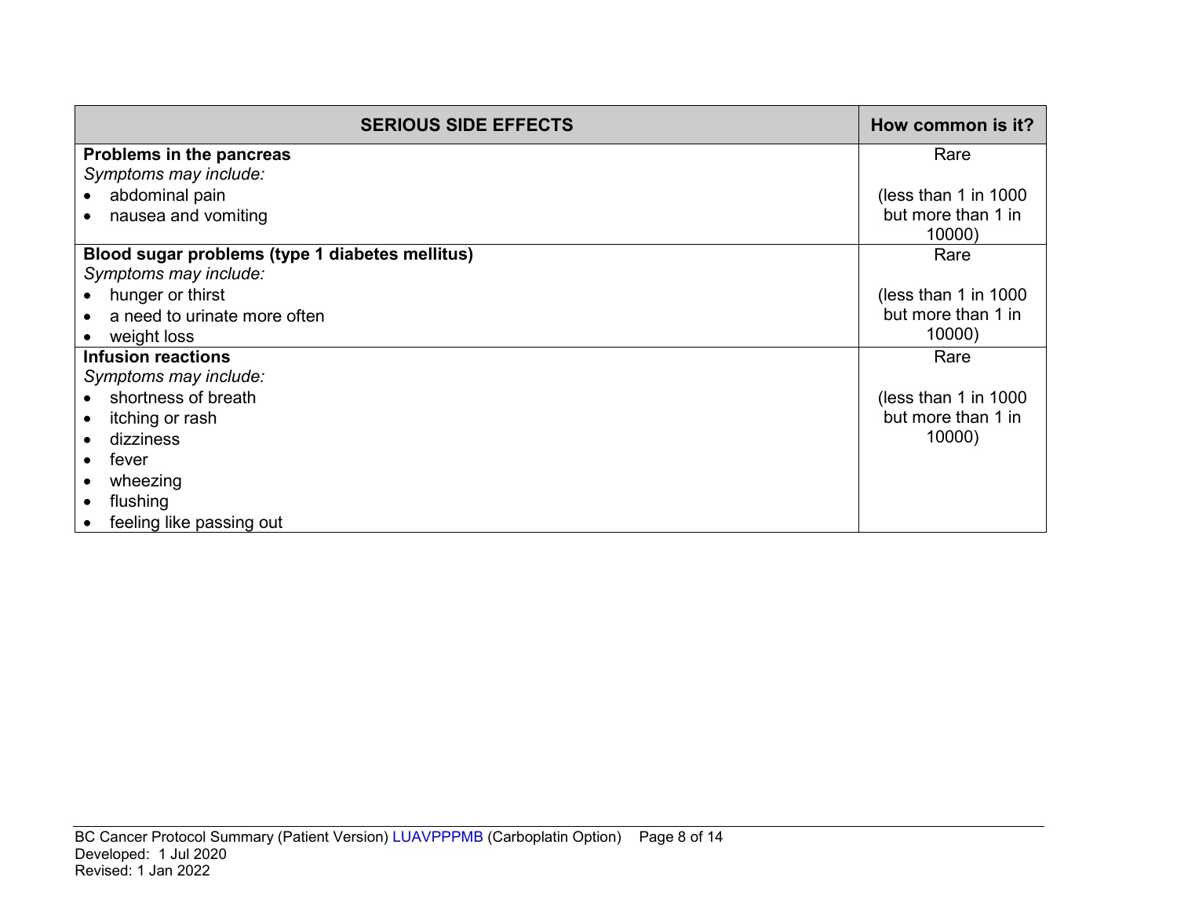| SERIOUS SIDE EFFECTS | How common is it? |
|---|---|
| **Problems in the pancreas**<br>*Symptoms may include:*<br>• abdominal pain<br>• nausea and vomiting | Rare<br><br>(less than 1 in 1000 but more than 1 in 10000) |
| **Blood sugar problems (type 1 diabetes mellitus)**<br>*Symptoms may include:*<br>• hunger or thirst<br>• a need to urinate more often<br>• weight loss | Rare<br><br>(less than 1 in 1000 but more than 1 in 10000) |
| **Infusion reactions**<br>*Symptoms may include:*<br>• shortness of breath<br>• itching or rash<br>• dizziness<br>• fever<br>• wheezing<br>• flushing<br>• feeling like passing out | Rare<br><br>(less than 1 in 1000 but more than 1 in 10000) |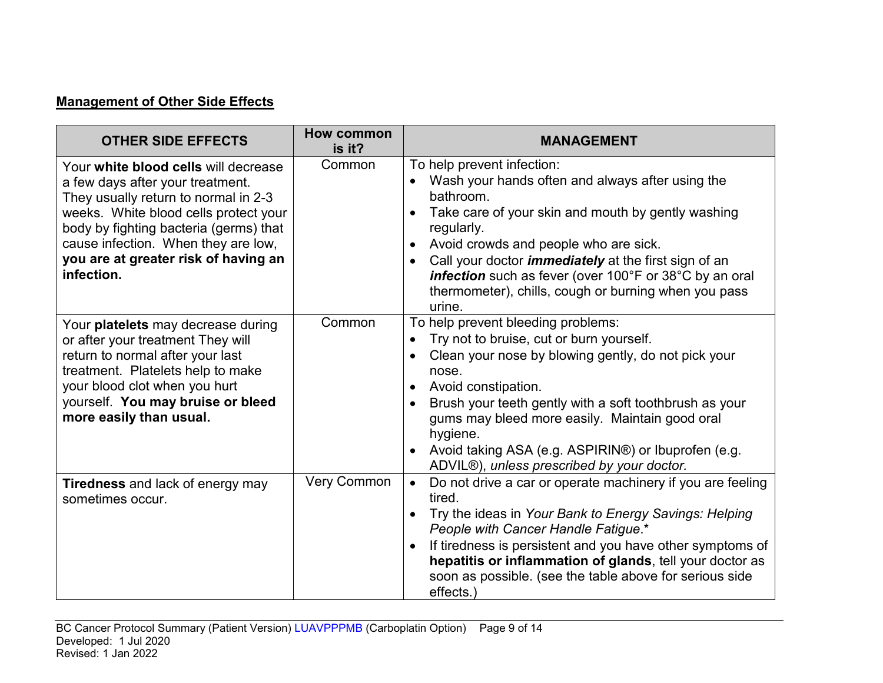**Management of Other Side Effects**

| OTHER SIDE EFFECTS | How common is it? | MANAGEMENT |
|---|---|---|
| Your **white blood cells** will decrease a few days after your treatment. They usually return to normal in 2-3 weeks. White blood cells protect your body by fighting bacteria (germs) that cause infection. When they are low, **you are at greater risk of having an infection.** | Common | To help prevent infection:<br>• Wash your hands often and always after using the bathroom.<br>• Take care of your skin and mouth by gently washing regularly.<br>• Avoid crowds and people who are sick.<br>• Call your doctor ***immediately*** at the first sign of an ***infection*** such as fever (over 100°F or 38°C by an oral thermometer), chills, cough or burning when you pass urine. |
| Your **platelets** may decrease during or after your treatment They will return to normal after your last treatment. Platelets help to make your blood clot when you hurt yourself. **You may bruise or bleed more easily than usual.** | Common | To help prevent bleeding problems:<br>• Try not to bruise, cut or burn yourself.<br>• Clean your nose by blowing gently, do not pick your nose.<br>• Avoid constipation.<br>• Brush your teeth gently with a soft toothbrush as your gums may bleed more easily. Maintain good oral hygiene.<br>• Avoid taking ASA (e.g. ASPIRIN®) or Ibuprofen (e.g. ADVIL®), *unless prescribed by your doctor.* |
| **Tiredness** and lack of energy may sometimes occur. | Very Common | • Do not drive a car or operate machinery if you are feeling tired.<br>• Try the ideas in *Your Bank to Energy Savings: Helping People with Cancer Handle Fatigue*.*<br>• If tiredness is persistent and you have other symptoms of **hepatitis or inflammation of glands**, tell your doctor as soon as possible. (see the table above for serious side effects.) |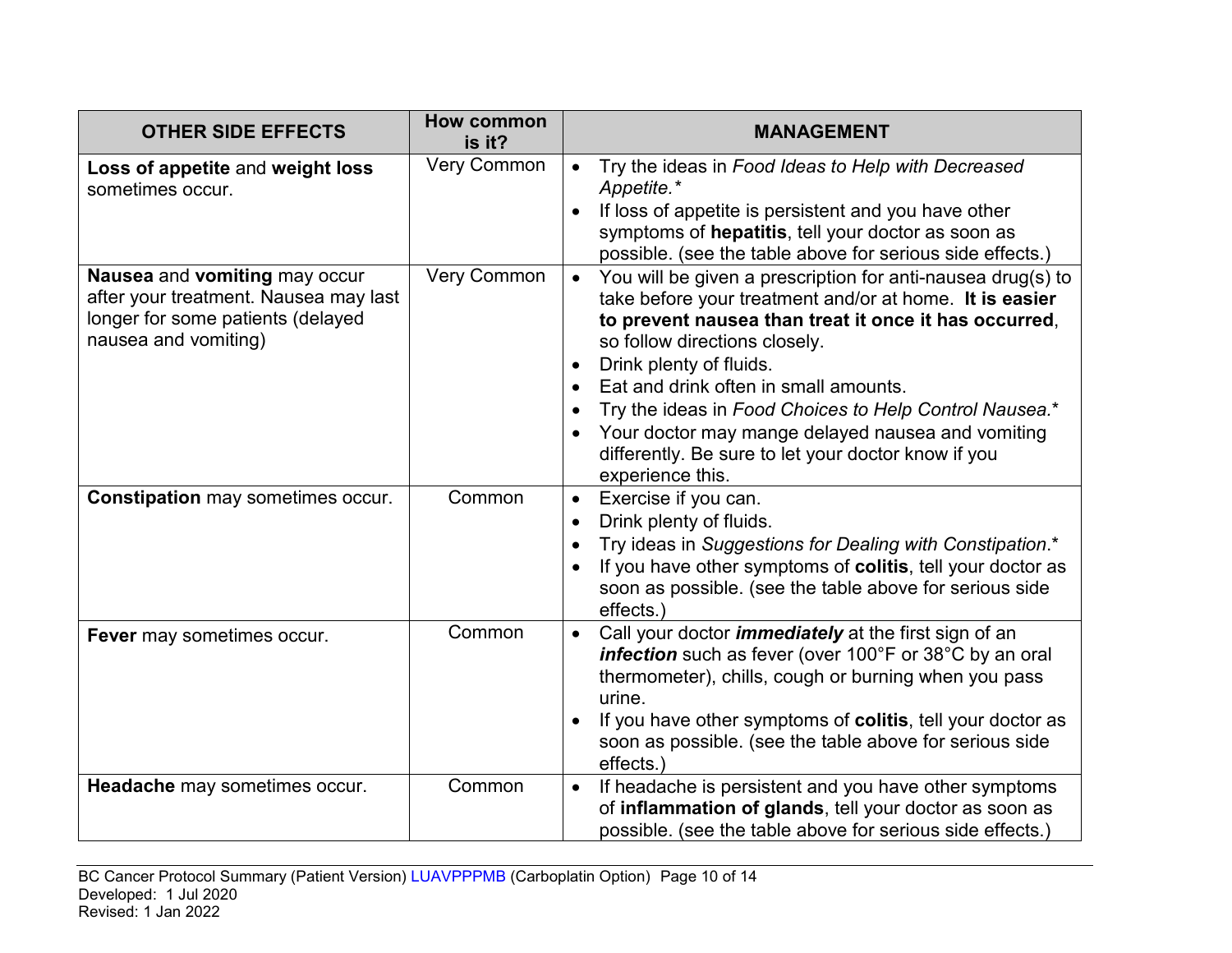| OTHER SIDE EFFECTS | How common is it? | MANAGEMENT |
|---|---|---|
| **Loss of appetite** and **weight loss** sometimes occur. | Very Common | • Try the ideas in *Food Ideas to Help with Decreased Appetite.** <br> • If loss of appetite is persistent and you have other symptoms of **hepatitis**, tell your doctor as soon as possible. (see the table above for serious side effects.) |
| **Nausea** and **vomiting** may occur after your treatment. Nausea may last longer for some patients (delayed nausea and vomiting) | Very Common | • You will be given a prescription for anti-nausea drug(s) to take before your treatment and/or at home. **It is easier to prevent nausea than treat it once it has occurred**, so follow directions closely. <br> • Drink plenty of fluids. <br> • Eat and drink often in small amounts. <br> • Try the ideas in *Food Choices to Help Control Nausea.** <br> • Your doctor may mange delayed nausea and vomiting differently. Be sure to let your doctor know if you experience this. |
| **Constipation** may sometimes occur. | Common | • Exercise if you can. <br> • Drink plenty of fluids. <br> • Try ideas in *Suggestions for Dealing with Constipation*.* <br> • If you have other symptoms of **colitis**, tell your doctor as soon as possible. (see the table above for serious side effects.) |
| **Fever** may sometimes occur. | Common | • Call your doctor ***immediately*** at the first sign of an ***infection*** such as fever (over 100°F or 38°C by an oral thermometer), chills, cough or burning when you pass urine. <br> • If you have other symptoms of **colitis**, tell your doctor as soon as possible. (see the table above for serious side effects.) |
| **Headache** may sometimes occur. | Common | • If headache is persistent and you have other symptoms of **inflammation of glands**, tell your doctor as soon as possible. (see the table above for serious side effects.) |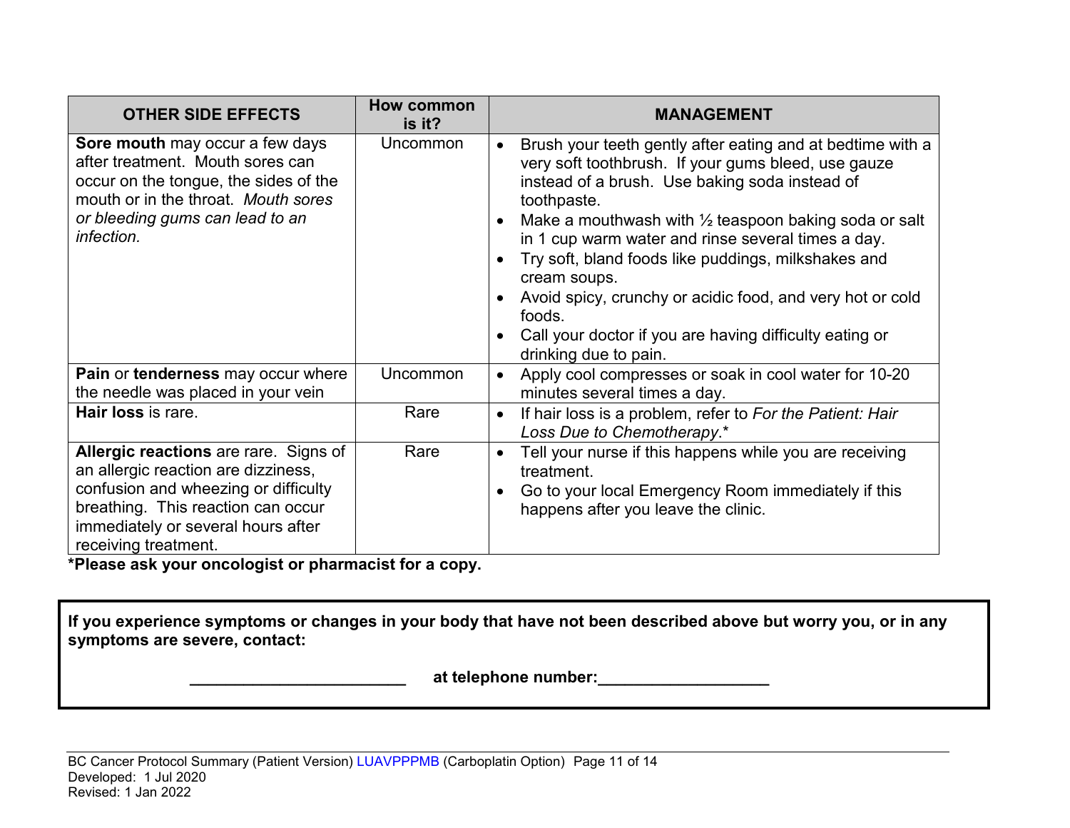| OTHER SIDE EFFECTS | How common is it? | MANAGEMENT |
|---|---|---|
| **Sore mouth** may occur a few days after treatment. Mouth sores can occur on the tongue, the sides of the mouth or in the throat. *Mouth sores or bleeding gums can lead to an infection.* | Uncommon | • Brush your teeth gently after eating and at bedtime with a very soft toothbrush. If your gums bleed, use gauze instead of a brush. Use baking soda instead of toothpaste.<br>• Make a mouthwash with ½ teaspoon baking soda or salt in 1 cup warm water and rinse several times a day.<br>• Try soft, bland foods like puddings, milkshakes and cream soups.<br>• Avoid spicy, crunchy or acidic food, and very hot or cold foods.<br>• Call your doctor if you are having difficulty eating or drinking due to pain. |
| **Pain** or **tenderness** may occur where the needle was placed in your vein | Uncommon | • Apply cool compresses or soak in cool water for 10-20 minutes several times a day. |
| **Hair loss** is rare. | Rare | • If hair loss is a problem, refer to *For the Patient: Hair Loss Due to Chemotherapy*.* |
| **Allergic reactions** are rare. Signs of an allergic reaction are dizziness, confusion and wheezing or difficulty breathing. This reaction can occur immediately or several hours after receiving treatment. | Rare | • Tell your nurse if this happens while you are receiving treatment.<br>• Go to your local Emergency Room immediately if this happens after you leave the clinic. |

**\*Please ask your oncologist or pharmacist for a copy.**

**If you experience symptoms or changes in your body that have not been described above but worry you, or in any symptoms are severe, contact:**

**________________________ at telephone number:___________________**

BC Cancer Protocol Summary (Patient Version) LUAVPPPMB (Carboplatin Option)
Developed: 1 Jul 2020
Revised: 1 Jan 2022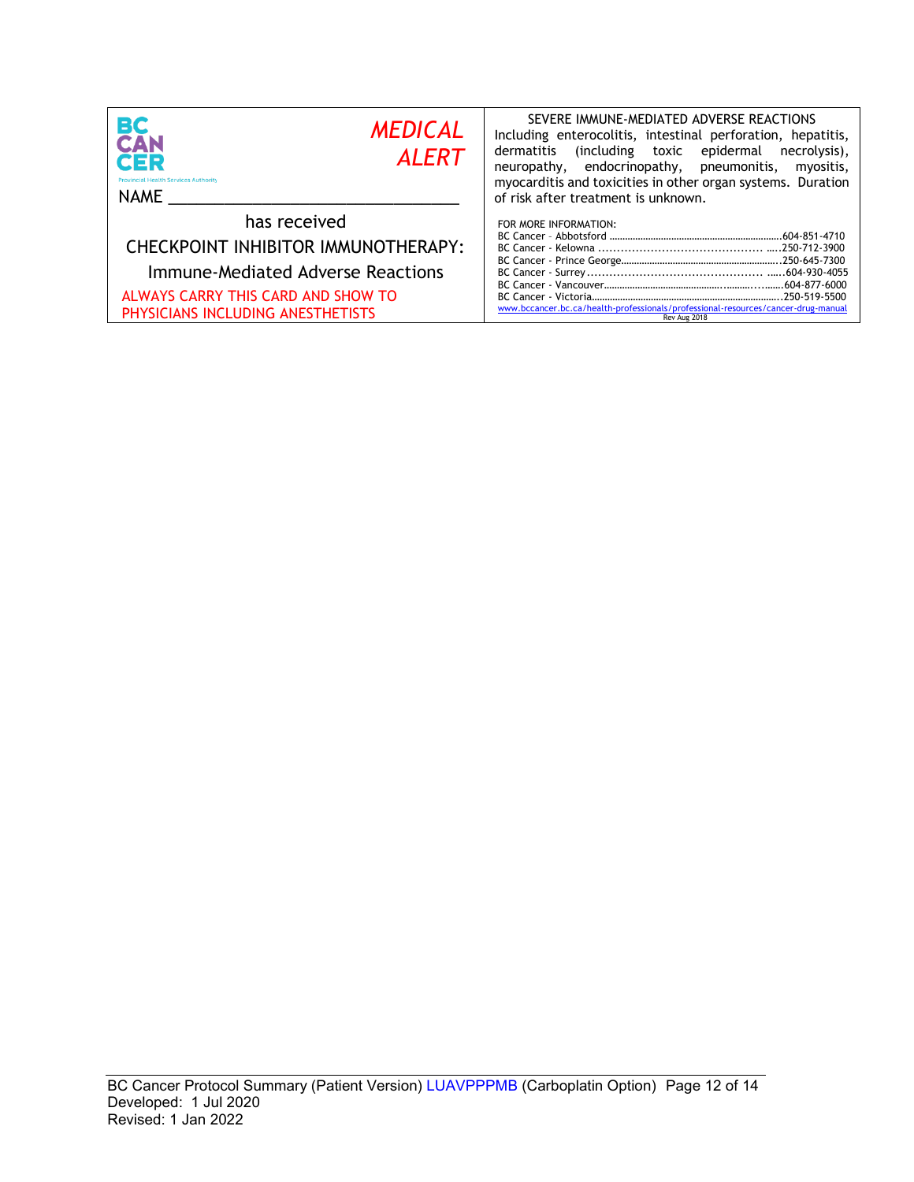BC CANCER
Provincial Health Services Authority

*MEDICAL ALERT*

NAME ________________________________

has received

CHECKPOINT INHIBITOR IMMUNOTHERAPY:

Immune-Mediated Adverse Reactions

ALWAYS CARRY THIS CARD AND SHOW TO PHYSICIANS INCLUDING ANESTHETISTS

SEVERE IMMUNE-MEDIATED ADVERSE REACTIONS

Including enterocolitis, intestinal perforation, hepatitis, dermatitis (including toxic epidermal necrolysis), neuropathy, endocrinopathy, pneumonitis, myositis, myocarditis and toxicities in other organ systems. Duration of risk after treatment is unknown.

FOR MORE INFORMATION:

| | |
|---|---|
| BC Cancer – Abbotsford | 604-851-4710 |
| BC Cancer - Kelowna | 250-712-3900 |
| BC Cancer - Prince George | 250-645-7300 |
| BC Cancer - Surrey | 604-930-4055 |
| BC Cancer - Vancouver | 604-877-6000 |
| BC Cancer - Victoria | 250-519-5500 |

www.bccancer.bc.ca/health-professionals/professional-resources/cancer-drug-manual

Rev Aug 2018

BC Cancer Protocol Summary (Patient Version) LUAVPPPMB (Carboplatin Option)
Developed: 1 Jul 2020
Revised: 1 Jan 2022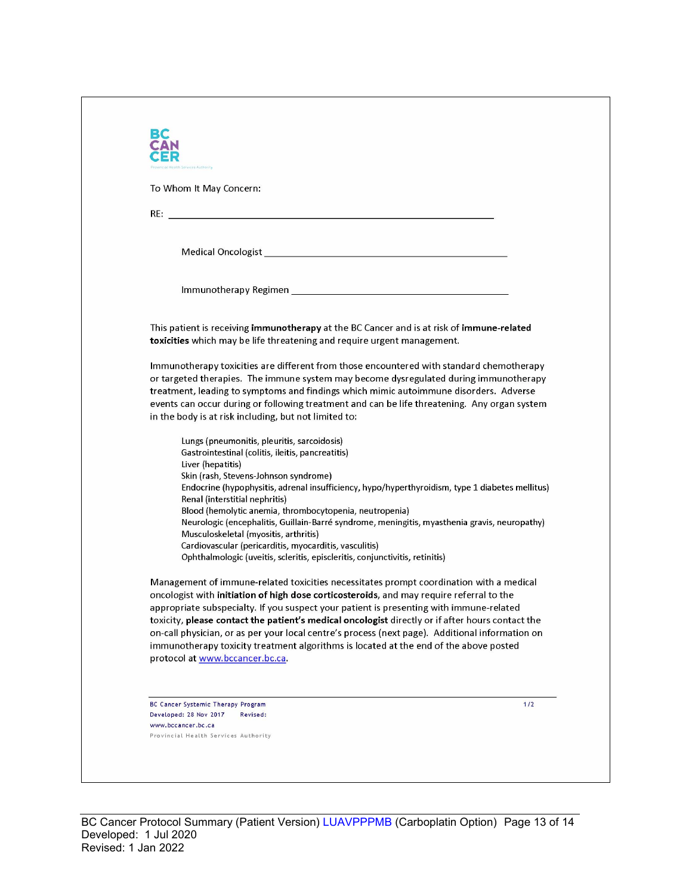BC CANCER

To Whom It May Concern:

RE: ___________________________________________

Medical Oncologist ___________________________________

Immunotherapy Regimen ______________________________

This patient is receiving **immunotherapy** at the BC Cancer and is at risk of **immune-related toxicities** which may be life threatening and require urgent management.

Immunotherapy toxicities are different from those encountered with standard chemotherapy or targeted therapies. The immune system may become dysregulated during immunotherapy treatment, leading to symptoms and findings which mimic autoimmune disorders. Adverse events can occur during or following treatment and can be life threatening. Any organ system in the body is at risk including, but not limited to:

- Lungs (pneumonitis, pleuritis, sarcoidosis)
- Gastrointestinal (colitis, ileitis, pancreatitis)
- Liver (hepatitis)
- Skin (rash, Stevens-Johnson syndrome)
- Endocrine (hypophysitis, adrenal insufficiency, hypo/hyperthyroidism, type 1 diabetes mellitus)
- Renal (interstitial nephritis)
- Blood (hemolytic anemia, thrombocytopenia, neutropenia)
- Neurologic (encephalitis, Guillain-Barré syndrome, meningitis, myasthenia gravis, neuropathy)
- Musculoskeletal (myositis, arthritis)
- Cardiovascular (pericarditis, myocarditis, vasculitis)
- Ophthalmologic (uveitis, scleritis, episcleritis, conjunctivitis, retinitis)

Management of immune-related toxicities necessitates prompt coordination with a medical oncologist with **initiation of high dose corticosteroids**, and may require referral to the appropriate subspecialty. If you suspect your patient is presenting with immune-related toxicity, **please contact the patient's medical oncologist** directly or if after hours contact the on-call physician, or as per your local centre's process (next page). Additional information on immunotherapy toxicity treatment algorithms is located at the end of the above posted protocol at www.bccancer.bc.ca.

BC Cancer Systemic Therapy Program
Developed: 28 Nov 2017 Revised:
www.bccancer.bc.ca
Provincial Health Services Authority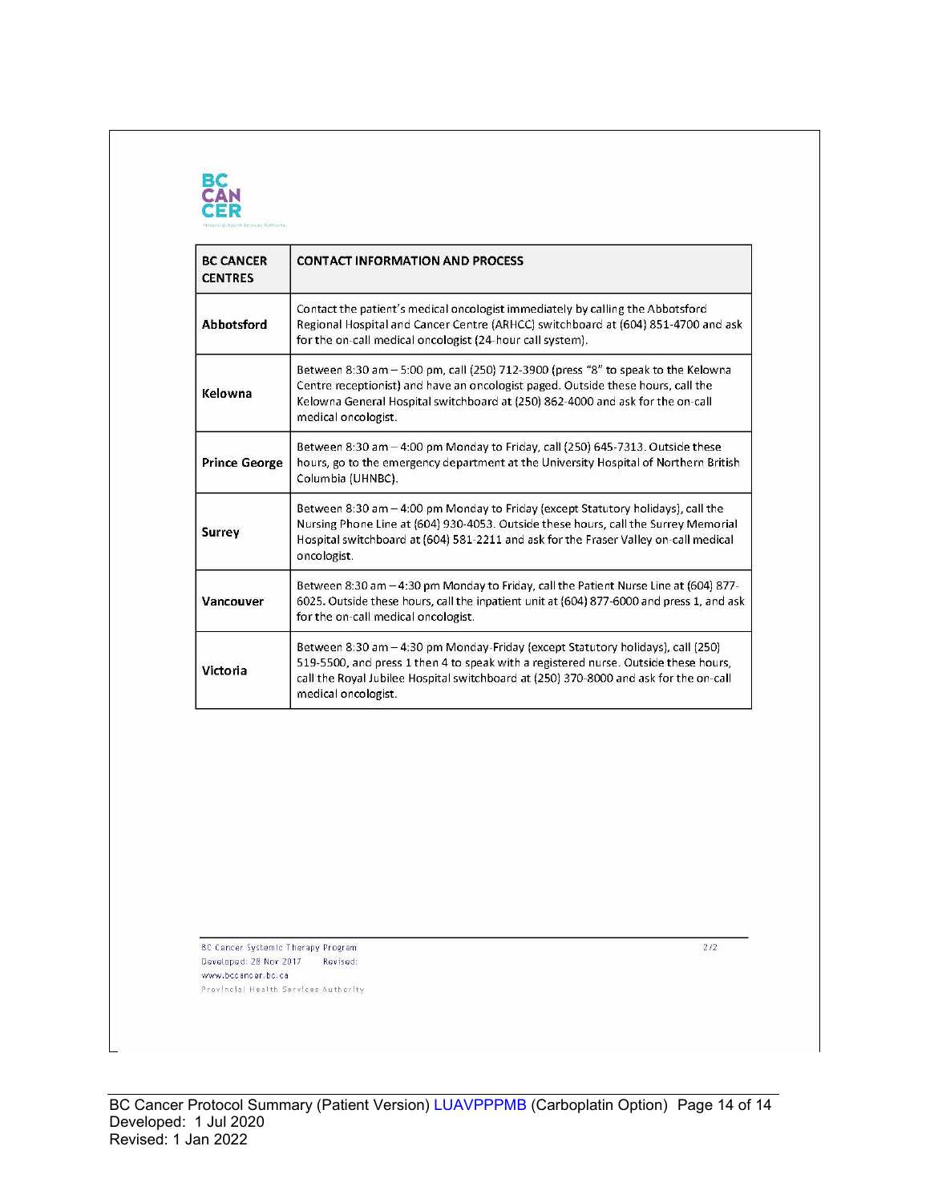| BC CANCER CENTRES | CONTACT INFORMATION AND PROCESS |
|---|---|
| **Abbotsford** | Contact the patient's medical oncologist immediately by calling the Abbotsford Regional Hospital and Cancer Centre (ARHCC) switchboard at (604) 851-4700 and ask for the on-call medical oncologist (24-hour call system). |
| **Kelowna** | Between 8:30 am – 5:00 pm, call (250) 712-3900 (press "8" to speak to the Kelowna Centre receptionist) and have an oncologist paged. Outside these hours, call the Kelowna General Hospital switchboard at (250) 862-4000 and ask for the on-call medical oncologist. |
| **Prince George** | Between 8:30 am – 4:00 pm Monday to Friday, call (250) 645-7313. Outside these hours, go to the emergency department at the University Hospital of Northern British Columbia (UHNBC). |
| **Surrey** | Between 8:30 am – 4:00 pm Monday to Friday (except Statutory holidays), call the Nursing Phone Line at (604) 930-4053. Outside these hours, call the Surrey Memorial Hospital switchboard at (604) 581-2211 and ask for the Fraser Valley on-call medical oncologist. |
| **Vancouver** | Between 8:30 am – 4:30 pm Monday to Friday, call the Patient Nurse Line at (604) 877-6025. Outside these hours, call the inpatient unit at (604) 877-6000 and press 1, and ask for the on-call medical oncologist. |
| **Victoria** | Between 8:30 am – 4:30 pm Monday-Friday (except Statutory holidays), call (250) 519-5500, and press 1 then 4 to speak with a registered nurse. Outside these hours, call the Royal Jubilee Hospital switchboard at (250) 370-8000 and ask for the on-call medical oncologist. |

BC Cancer Systemic Therapy Program
Developed: 28 Nov 2017 Revised:
www.bccancer.bc.ca
Provincial Health Services Authority